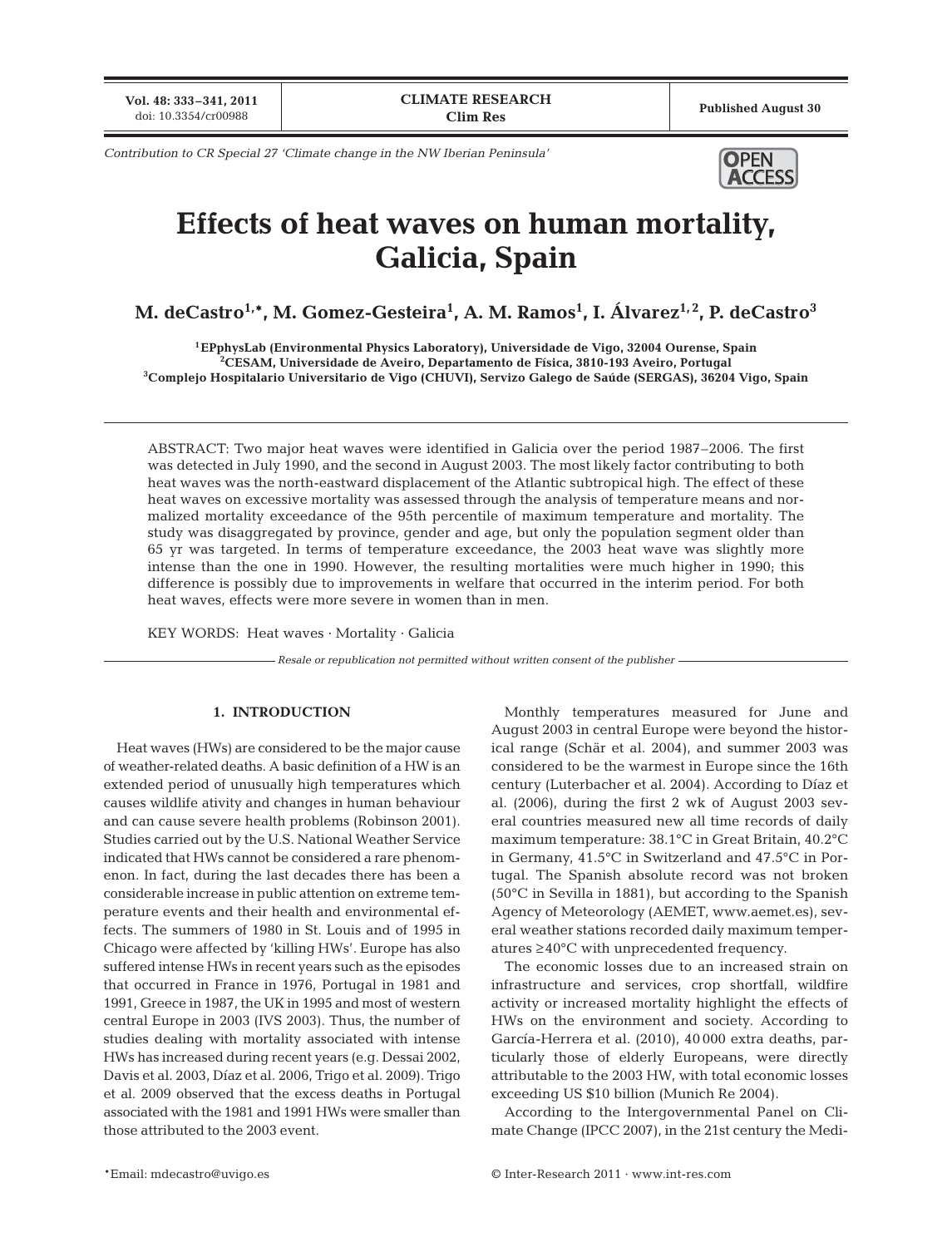Contribution to CR Special 27 'Climate change in the NW Iberian Peninsula'

# Effects of heat waves on human mortality, Galicia, Spain

**M. deCastro[1,*], M. Gomez-Gesteira[1], A. M. Ramos[1], I. Álvarez[1,2], P. deCastro[3]**

[1]EPphysLab (Environmental Physics Laboratory), Universidade de Vigo, 32004 Ourense, Spain
[2]CESAM, Universidade de Aveiro, Departamento de Física, 3810-193 Aveiro, Portugal
[3]Complejo Hospitalario Universitario de Vigo (CHUVI), Servizo Galego de Saúde (SERGAS), 36204 Vigo, Spain

ABSTRACT: Two major heat waves were identified in Galicia over the period 1987–2006. The first was detected in July 1990, and the second in August 2003. The most likely factor contributing to both heat waves was the north-eastward displacement of the Atlantic subtropical high. The effect of these heat waves on excessive mortality was assessed through the analysis of temperature means and normalized mortality exceedance of the 95th percentile of maximum temperature and mortality. The study was disaggregated by province, gender and age, but only the population segment older than 65 yr was targeted. In terms of temperature exceedance, the 2003 heat wave was slightly more intense than the one in 1990. However, the resulting mortalities were much higher in 1990; this difference is possibly due to improvements in welfare that occurred in the interim period. For both heat waves, effects were more severe in women than in men.

KEY WORDS: Heat waves · Mortality · Galicia

*Resale or republication not permitted without written consent of the publisher*

## 1. INTRODUCTION

Heat waves (HWs) are considered to be the major cause of weather-related deaths. A basic definition of a HW is an extended period of unusually high temperatures which causes wildlife ativity and changes in human behaviour and can cause severe health problems (Robinson 2001). Studies carried out by the U.S. National Weather Service indicated that HWs cannot be considered a rare phenomenon. In fact, during the last decades there has been a considerable increase in public attention on extreme temperature events and their health and environmental effects. The summers of 1980 in St. Louis and of 1995 in Chicago were affected by 'killing HWs'. Europe has also suffered intense HWs in recent years such as the episodes that occurred in France in 1976, Portugal in 1981 and 1991, Greece in 1987, the UK in 1995 and most of western central Europe in 2003 (IVS 2003). Thus, the number of studies dealing with mortality associated with intense HWs has increased during recent years (e.g. Dessai 2002, Davis et al. 2003, Díaz et al. 2006, Trigo et al. 2009). Trigo et al. 2009 observed that the excess deaths in Portugal associated with the 1981 and 1991 HWs were smaller than those attributed to the 2003 event.

Monthly temperatures measured for June and August 2003 in central Europe were beyond the historical range (Schär et al. 2004), and summer 2003 was considered to be the warmest in Europe since the 16th century (Luterbacher et al. 2004). According to Díaz et al. (2006), during the first 2 wk of August 2003 several countries measured new all time records of daily maximum temperature: 38.1°C in Great Britain, 40.2°C in Germany, 41.5°C in Switzerland and 47.5°C in Portugal. The Spanish absolute record was not broken (50°C in Sevilla in 1881), but according to the Spanish Agency of Meteorology (AEMET, www.aemet.es), several weather stations recorded daily maximum temperatures ≥40°C with unprecedented frequency.

The economic losses due to an increased strain on infrastructure and services, crop shortfall, wildfire activity or increased mortality highlight the effects of HWs on the environment and society. According to García-Herrera et al. (2010), 40 000 extra deaths, particularly those of elderly Europeans, were directly attributable to the 2003 HW, with total economic losses exceeding US $10 billion (Munich Re 2004).

According to the Intergovernmental Panel on Climate Change (IPCC 2007), in the 21st century the Medi-

*Email: mdecastro@uvigo.es

© Inter-Research 2011 · www.int-res.com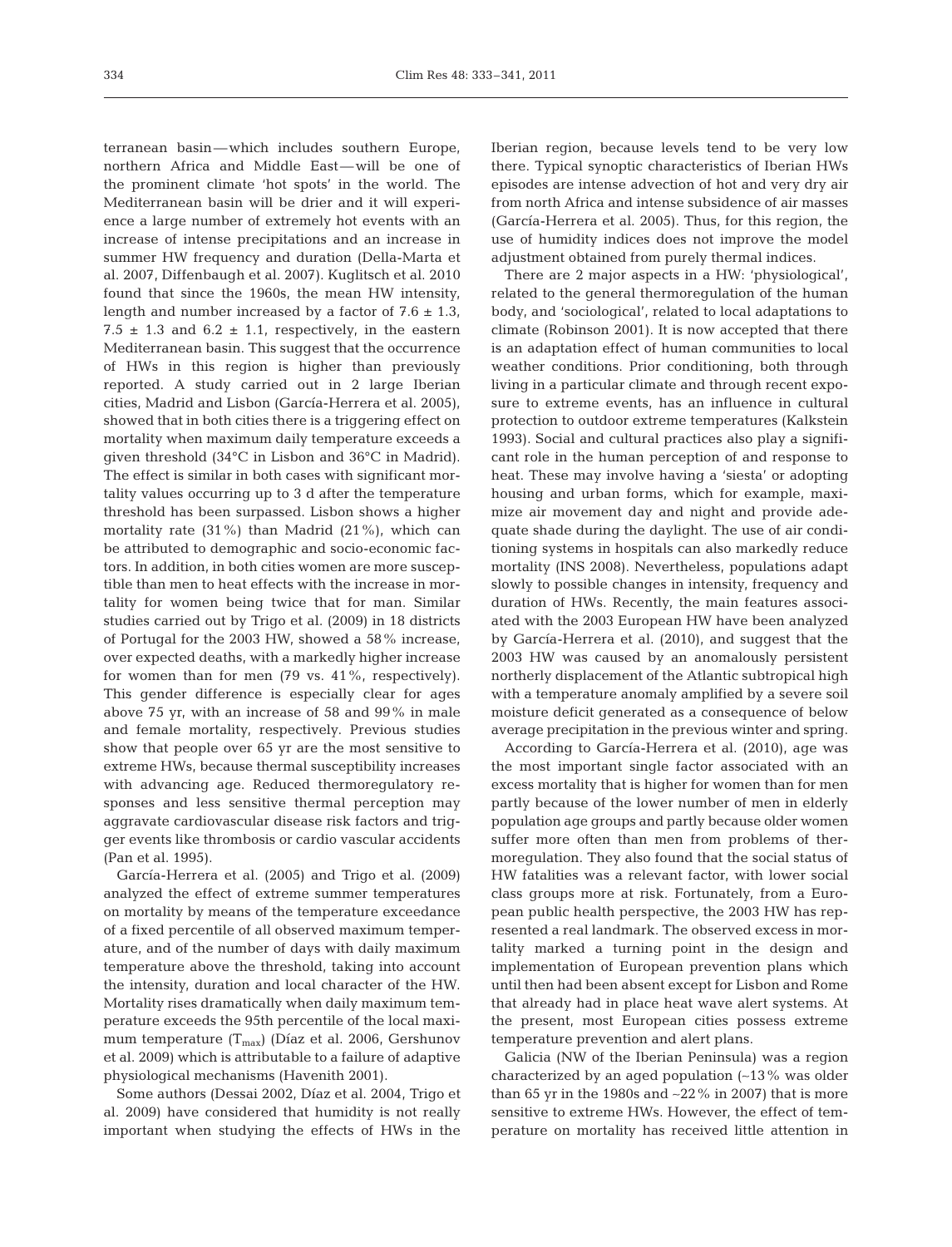terranean basin — which includes southern Europe, northern Africa and Middle East — will be one of the prominent climate 'hot spots' in the world. The Mediterranean basin will be drier and it will experience a large number of extremely hot events with an increase of intense precipitations and an increase in summer HW frequency and duration (Della-Marta et al. 2007, Diffenbaugh et al. 2007). Kuglitsch et al. 2010 found that since the 1960s, the mean HW intensity, length and number increased by a factor of 7.6 ± 1.3, 7.5 ± 1.3 and 6.2 ± 1.1, respectively, in the eastern Mediterranean basin. This suggest that the occurrence of HWs in this region is higher than previously reported. A study carried out in 2 large Iberian cities, Madrid and Lisbon (García-Herrera et al. 2005), showed that in both cities there is a triggering effect on mortality when maximum daily temperature exceeds a given threshold (34°C in Lisbon and 36°C in Madrid). The effect is similar in both cases with significant mortality values occurring up to 3 d after the temperature threshold has been surpassed. Lisbon shows a higher mortality rate (31%) than Madrid (21%), which can be attributed to demographic and socio-economic factors. In addition, in both cities women are more susceptible than men to heat effects with the increase in mortality for women being twice that for man. Similar studies carried out by Trigo et al. (2009) in 18 districts of Portugal for the 2003 HW, showed a 58% increase, over expected deaths, with a markedly higher increase for women than for men (79 vs. 41%, respectively). This gender difference is especially clear for ages above 75 yr, with an increase of 58 and 99% in male and female mortality, respectively. Previous studies show that people over 65 yr are the most sensitive to extreme HWs, because thermal susceptibility increases with advancing age. Reduced thermoregulatory responses and less sensitive thermal perception may aggravate cardiovascular disease risk factors and trigger events like thrombosis or cardio vascular accidents (Pan et al. 1995).

García-Herrera et al. (2005) and Trigo et al. (2009) analyzed the effect of extreme summer temperatures on mortality by means of the temperature exceedance of a fixed percentile of all observed maximum temperature, and of the number of days with daily maximum temperature above the threshold, taking into account the intensity, duration and local character of the HW. Mortality rises dramatically when daily maximum temperature exceeds the 95th percentile of the local maximum temperature ($T_{max}$) (Díaz et al. 2006, Gershunov et al. 2009) which is attributable to a failure of adaptive physiological mechanisms (Havenith 2001).

Some authors (Dessai 2002, Díaz et al. 2004, Trigo et al. 2009) have considered that humidity is not really important when studying the effects of HWs in the Iberian region, because levels tend to be very low there. Typical synoptic characteristics of Iberian HWs episodes are intense advection of hot and very dry air from north Africa and intense subsidence of air masses (García-Herrera et al. 2005). Thus, for this region, the use of humidity indices does not improve the model adjustment obtained from purely thermal indices.

There are 2 major aspects in a HW: 'physiological', related to the general thermoregulation of the human body, and 'sociological', related to local adaptations to climate (Robinson 2001). It is now accepted that there is an adaptation effect of human communities to local weather conditions. Prior conditioning, both through living in a particular climate and through recent exposure to extreme events, has an influence in cultural protection to outdoor extreme temperatures (Kalkstein 1993). Social and cultural practices also play a significant role in the human perception of and response to heat. These may involve having a 'siesta' or adopting housing and urban forms, which for example, maximize air movement day and night and provide adequate shade during the daylight. The use of air conditioning systems in hospitals can also markedly reduce mortality (INS 2008). Nevertheless, populations adapt slowly to possible changes in intensity, frequency and duration of HWs. Recently, the main features associated with the 2003 European HW have been analyzed by García-Herrera et al. (2010), and suggest that the 2003 HW was caused by an anomalously persistent northerly displacement of the Atlantic subtropical high with a temperature anomaly amplified by a severe soil moisture deficit generated as a consequence of below average precipitation in the previous winter and spring.

According to García-Herrera et al. (2010), age was the most important single factor associated with an excess mortality that is higher for women than for men partly because of the lower number of men in elderly population age groups and partly because older women suffer more often than men from problems of thermoregulation. They also found that the social status of HW fatalities was a relevant factor, with lower social class groups more at risk. Fortunately, from a European public health perspective, the 2003 HW has represented a real landmark. The observed excess in mortality marked a turning point in the design and implementation of European prevention plans which until then had been absent except for Lisbon and Rome that already had in place heat wave alert systems. At the present, most European cities possess extreme temperature prevention and alert plans.

Galicia (NW of the Iberian Peninsula) was a region characterized by an aged population (~13% was older than 65 yr in the 1980s and ~22% in 2007) that is more sensitive to extreme HWs. However, the effect of temperature on mortality has received little attention in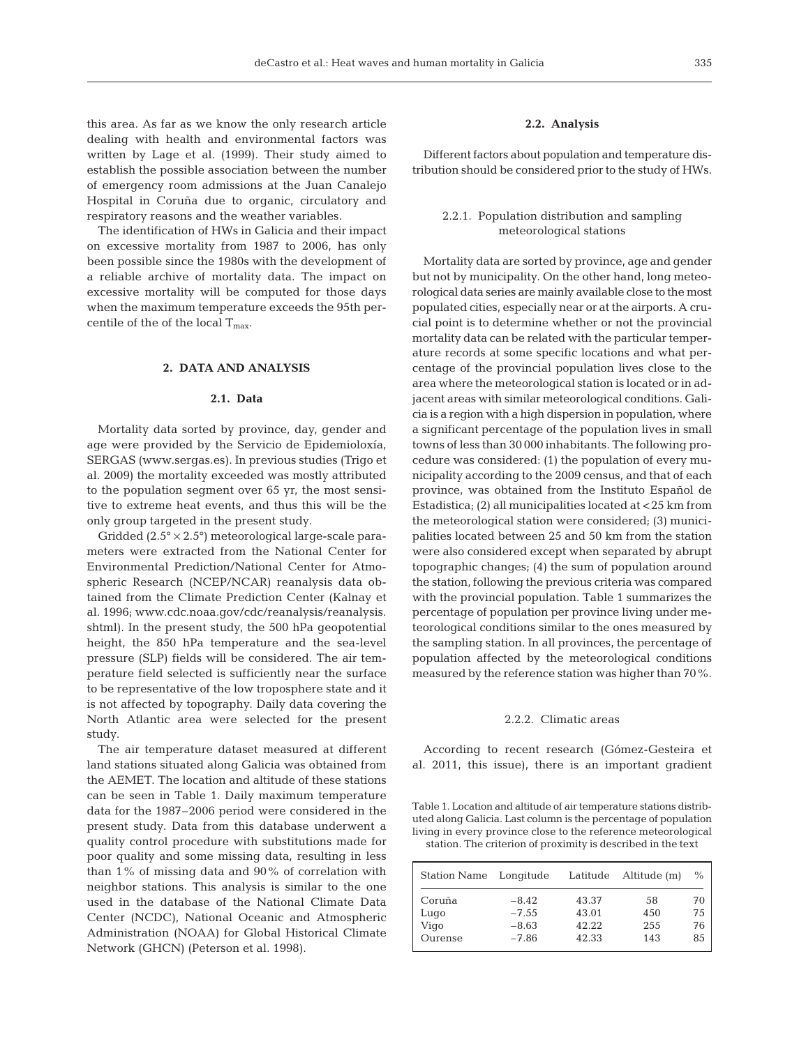this area. As far as we know the only research article dealing with health and environmental factors was written by Lage et al. (1999). Their study aimed to establish the possible association between the number of emergency room admissions at the Juan Canalejo Hospital in Coruña due to organic, circulatory and respiratory reasons and the weather variables.

The identification of HWs in Galicia and their impact on excessive mortality from 1987 to 2006, has only been possible since the 1980s with the development of a reliable archive of mortality data. The impact on excessive mortality will be computed for those days when the maximum temperature exceeds the 95th percentile of the of the local $T_{max}$.

## 2. DATA AND ANALYSIS

### 2.1. Data

Mortality data sorted by province, day, gender and age were provided by the Servicio de Epidemioloxía, SERGAS (www.sergas.es). In previous studies (Trigo et al. 2009) the mortality exceeded was mostly attributed to the population segment over 65 yr, the most sensitive to extreme heat events, and thus this will be the only group targeted in the present study.

Gridded (2.5° × 2.5°) meteorological large-scale parameters were extracted from the National Center for Environmental Prediction/National Center for Atmospheric Research (NCEP/NCAR) reanalysis data obtained from the Climate Prediction Center (Kalnay et al. 1996; www.cdc.noaa.gov/cdc/reanalysis/reanalysis.shtml). In the present study, the 500 hPa geopotential height, the 850 hPa temperature and the sea-level pressure (SLP) fields will be considered. The air temperature field selected is sufficiently near the surface to be representative of the low troposphere state and it is not affected by topography. Daily data covering the North Atlantic area were selected for the present study.

The air temperature dataset measured at different land stations situated along Galicia was obtained from the AEMET. The location and altitude of these stations can be seen in Table 1. Daily maximum temperature data for the 1987–2006 period were considered in the present study. Data from this database underwent a quality control procedure with substitutions made for poor quality and some missing data, resulting in less than 1% of missing data and 90% of correlation with neighbor stations. This analysis is similar to the one used in the database of the National Climate Data Center (NCDC), National Oceanic and Atmospheric Administration (NOAA) for Global Historical Climate Network (GHCN) (Peterson et al. 1998).

### 2.2. Analysis

Different factors about population and temperature distribution should be considered prior to the study of HWs.

#### 2.2.1. Population distribution and sampling meteorological stations

Mortality data are sorted by province, age and gender but not by municipality. On the other hand, long meteorological data series are mainly available close to the most populated cities, especially near or at the airports. A crucial point is to determine whether or not the provincial mortality data can be related with the particular temperature records at some specific locations and what percentage of the provincial population lives close to the area where the meteorological station is located or in adjacent areas with similar meteorological conditions. Galicia is a region with a high dispersion in population, where a significant percentage of the population lives in small towns of less than 30 000 inhabitants. The following procedure was considered: (1) the population of every municipality according to the 2009 census, and that of each province, was obtained from the Instituto Español de Estadistica; (2) all municipalities located at <25 km from the meteorological station were considered; (3) municipalities located between 25 and 50 km from the station were also considered except when separated by abrupt topographic changes; (4) the sum of population around the station, following the previous criteria was compared with the provincial population. Table 1 summarizes the percentage of population per province living under meteorological conditions similar to the ones measured by the sampling station. In all provinces, the percentage of population affected by the meteorological conditions measured by the reference station was higher than 70%.

#### 2.2.2. Climatic areas

According to recent research (Gómez-Gesteira et al. 2011, this issue), there is an important gradient

Table 1. Location and altitude of air temperature stations distributed along Galicia. Last column is the percentage of population living in every province close to the reference meteorological station. The criterion of proximity is described in the text

| Station Name | Longitude | Latitude | Altitude (m) | % |
|---|---|---|---|---|
| Coruña | −8.42 | 43.37 | 58 | 70 |
| Lugo | −7.55 | 43.01 | 450 | 75 |
| Vigo | −8.63 | 42.22 | 255 | 76 |
| Ourense | −7.86 | 42.33 | 143 | 85 |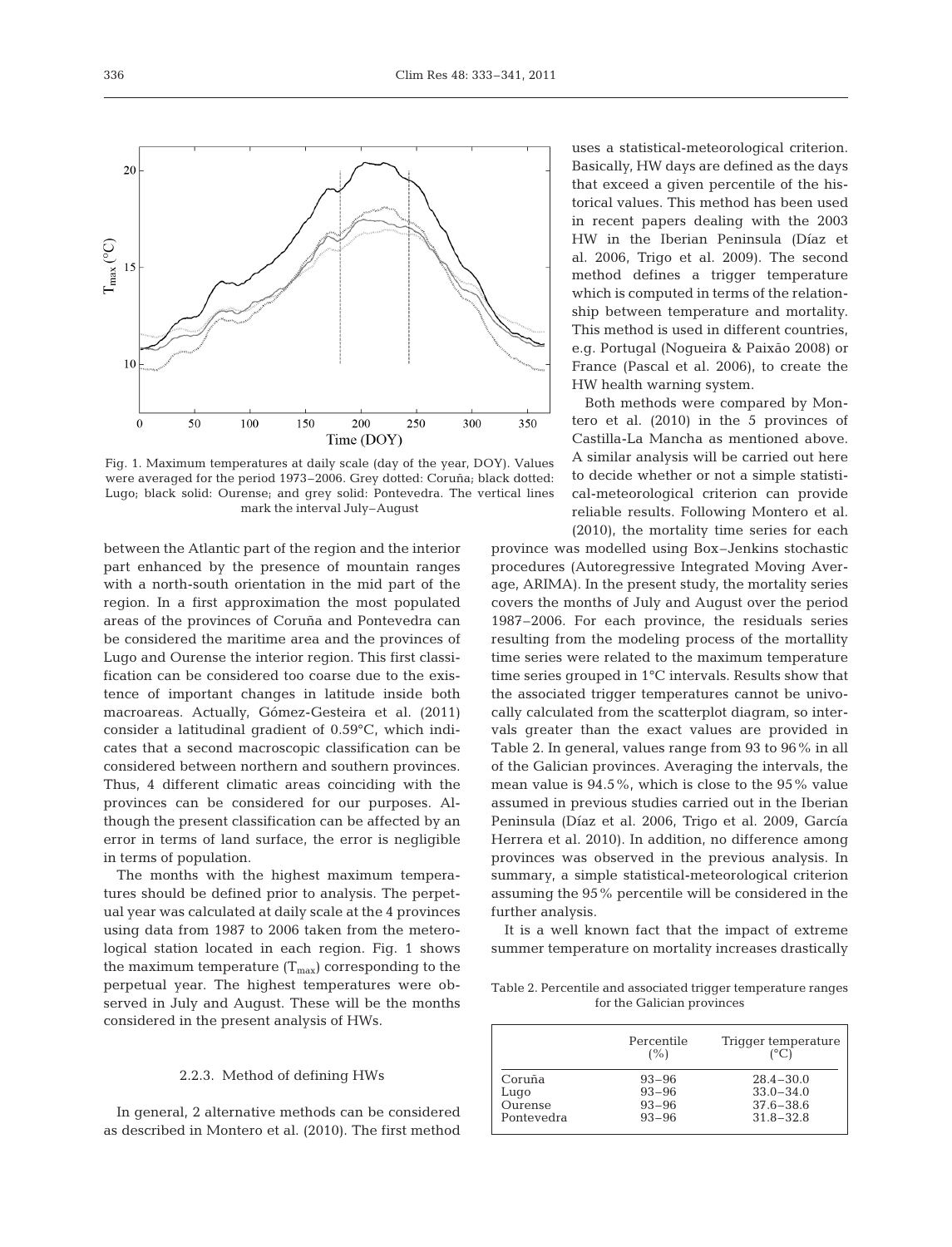Fig. 1. Maximum temperatures at daily scale (day of the year, DOY). Values were averaged for the period 1973–2006. Grey dotted: Coruña; black dotted: Lugo; black solid: Ourense; and grey solid: Pontevedra. The vertical lines mark the interval July–August

between the Atlantic part of the region and the interior part enhanced by the presence of mountain ranges with a north-south orientation in the mid part of the region. In a first approximation the most populated areas of the provinces of Coruña and Pontevedra can be considered the maritime area and the provinces of Lugo and Ourense the interior region. This first classification can be considered too coarse due to the existence of important changes in latitude inside both macroareas. Actually, Gómez-Gesteira et al. (2011) consider a latitudinal gradient of 0.59°C, which indicates that a second macroscopic classification can be considered between northern and southern provinces. Thus, 4 different climatic areas coinciding with the provinces can be considered for our purposes. Although the present classification can be affected by an error in terms of land surface, the error is negligible in terms of population.

The months with the highest maximum temperatures should be defined prior to analysis. The perpetual year was calculated at daily scale at the 4 provinces using data from 1987 to 2006 taken from the meterological station located in each region. Fig. 1 shows the maximum temperature ($T_{max}$) corresponding to the perpetual year. The highest temperatures were observed in July and August. These will be the months considered in the present analysis of HWs.

#### 2.2.3. Method of defining HWs

In general, 2 alternative methods can be considered as described in Montero et al. (2010). The first method uses a statistical-meteorological criterion. Basically, HW days are defined as the days that exceed a given percentile of the historical values. This method has been used in recent papers dealing with the 2003 HW in the Iberian Peninsula (Díaz et al. 2006, Trigo et al. 2009). The second method defines a trigger temperature which is computed in terms of the relationship between temperature and mortality. This method is used in different countries, e.g. Portugal (Nogueira & Paixão 2008) or France (Pascal et al. 2006), to create the HW health warning system.

Both methods were compared by Montero et al. (2010) in the 5 provinces of Castilla-La Mancha as mentioned above. A similar analysis will be carried out here to decide whether or not a simple statistical-meteorological criterion can provide reliable results. Following Montero et al. (2010), the mortality time series for each province was modelled using Box–Jenkins stochastic procedures (Autoregressive Integrated Moving Average, ARIMA). In the present study, the mortality series covers the months of July and August over the period 1987–2006. For each province, the residuals series resulting from the modeling process of the mortallity time series were related to the maximum temperature time series grouped in 1°C intervals. Results show that the associated trigger temperatures cannot be univocally calculated from the scatterplot diagram, so intervals greater than the exact values are provided in Table 2. In general, values range from 93 to 96% in all of the Galician provinces. Averaging the intervals, the mean value is 94.5%, which is close to the 95% value assumed in previous studies carried out in the Iberian Peninsula (Díaz et al. 2006, Trigo et al. 2009, García Herrera et al. 2010). In addition, no difference among provinces was observed in the previous analysis. In summary, a simple statistical-meteorological criterion assuming the 95% percentile will be considered in the further analysis.

It is a well known fact that the impact of extreme summer temperature on mortality increases drastically

Table 2. Percentile and associated trigger temperature ranges for the Galician provinces

| | Percentile (%) | Trigger temperature (°C) |
|---|---|---|
| Coruña | 93–96 | 28.4–30.0 |
| Lugo | 93–96 | 33.0–34.0 |
| Ourense | 93–96 | 37.6–38.6 |
| Pontevedra | 93–96 | 31.8–32.8 |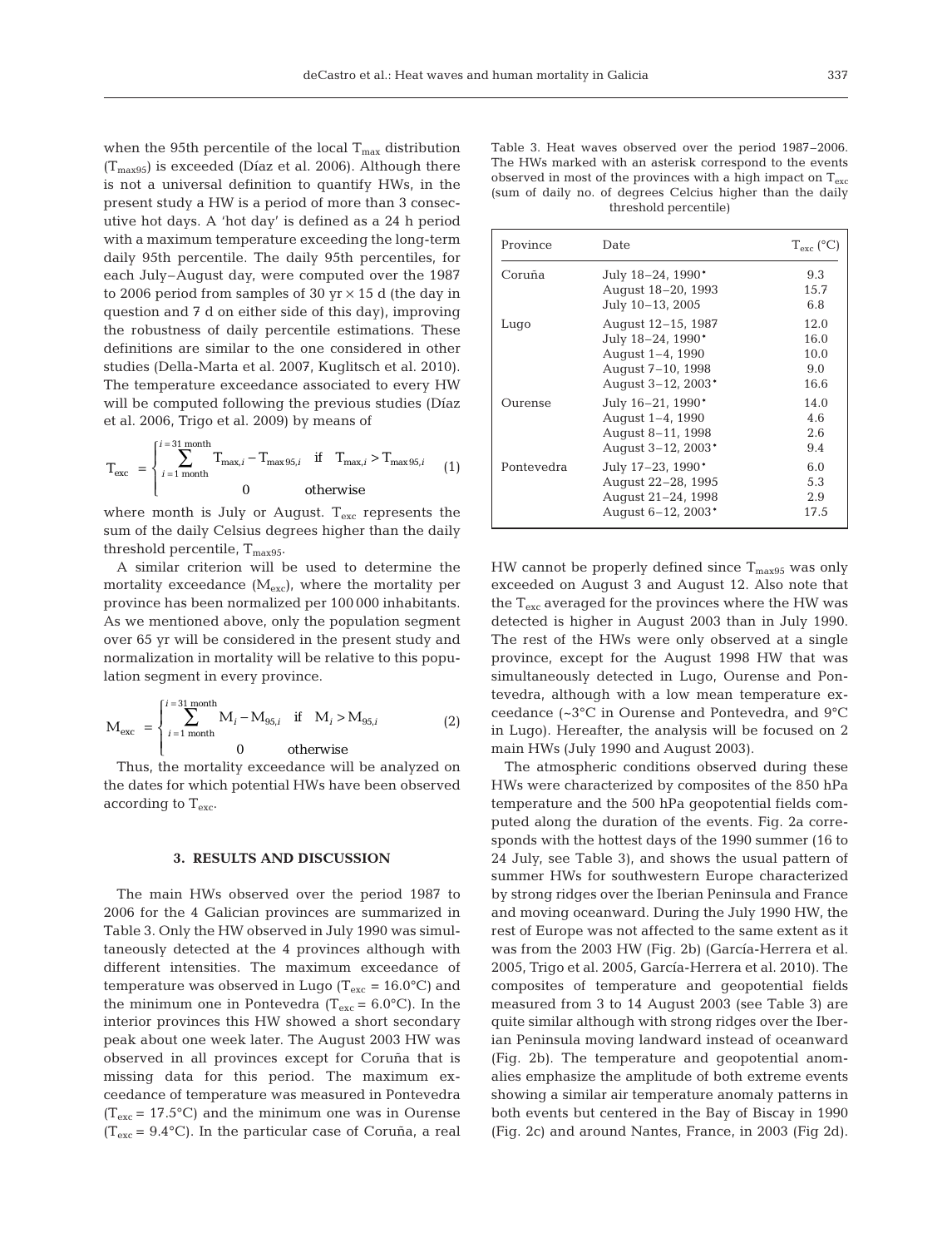when the 95th percentile of the local $T_{max}$ distribution ($T_{max95}$) is exceeded (Díaz et al. 2006). Although there is not a universal definition to quantify HWs, in the present study a HW is a period of more than 3 consecutive hot days. A 'hot day' is defined as a 24 h period with a maximum temperature exceeding the long-term daily 95th percentile. The daily 95th percentiles, for each July–August day, were computed over the 1987 to 2006 period from samples of 30 yr × 15 d (the day in question and 7 d on either side of this day), improving the robustness of daily percentile estimations. These definitions are similar to the one considered in other studies (Della-Marta et al. 2007, Kuglitsch et al. 2010). The temperature exceedance associated to every HW will be computed following the previous studies (Díaz et al. 2006, Trigo et al. 2009) by means of

$$T_{exc} = \begin{cases} \sum_{i=1 \text{ month}}^{i=31 \text{ month}} T_{max,i} - T_{max95,i} & \text{if} \quad T_{max,i} > T_{max95,i} \\ 0 & \text{otherwise} \end{cases} \quad (1)$$

where month is July or August. $T_{exc}$ represents the sum of the daily Celsius degrees higher than the daily threshold percentile, $T_{max95}$.

A similar criterion will be used to determine the mortality exceedance ($M_{exc}$), where the mortality per province has been normalized per 100 000 inhabitants. As we mentioned above, only the population segment over 65 yr will be considered in the present study and normalization in mortality will be relative to this population segment in every province.

$$M_{exc} = \begin{cases} \sum_{i=1 \text{ month}}^{i=31 \text{ month}} M_i - M_{95,i} & \text{if} \quad M_i > M_{95,i} \\ 0 & \text{otherwise} \end{cases} \quad (2)$$

Thus, the mortality exceedance will be analyzed on the dates for which potential HWs have been observed according to $T_{exc}$.

## 3. RESULTS AND DISCUSSION

The main HWs observed over the period 1987 to 2006 for the 4 Galician provinces are summarized in Table 3. Only the HW observed in July 1990 was simultaneously detected at the 4 provinces although with different intensities. The maximum exceedance of temperature was observed in Lugo ($T_{exc}$ = 16.0°C) and the minimum one in Pontevedra ($T_{exc}$ = 6.0°C). In the interior provinces this HW showed a short secondary peak about one week later. The August 2003 HW was observed in all provinces except for Coruña that is missing data for this period. The maximum exceedance of temperature was measured in Pontevedra ($T_{exc}$ = 17.5°C) and the minimum one was in Ourense ($T_{exc}$ = 9.4°C). In the particular case of Coruña, a real HW cannot be properly defined since $T_{max95}$ was only exceeded on August 3 and August 12. Also note that the $T_{exc}$ averaged for the provinces where the HW was detected is higher in August 2003 than in July 1990. The rest of the HWs were only observed at a single province, except for the August 1998 HW that was simultaneously detected in Lugo, Ourense and Pontevedra, although with a low mean temperature exceedance (~3°C in Ourense and Pontevedra, and 9°C in Lugo). Hereafter, the analysis will be focused on 2 main HWs (July 1990 and August 2003).

Table 3. Heat waves observed over the period 1987–2006. The HWs marked with an asterisk correspond to the events observed in most of the provinces with a high impact on $T_{exc}$ (sum of daily no. of degrees Celcius higher than the daily threshold percentile)

| Province | Date | $T_{exc}$ (°C) |
|---|---|---|
| Coruña | July 18–24, 1990* | 9.3 |
| | August 18–20, 1993 | 15.7 |
| | July 10–13, 2005 | 6.8 |
| Lugo | August 12–15, 1987 | 12.0 |
| | July 18–24, 1990* | 16.0 |
| | August 1–4, 1990 | 10.0 |
| | August 7–10, 1998 | 9.0 |
| | August 3–12, 2003* | 16.6 |
| Ourense | July 16–21, 1990* | 14.0 |
| | August 1–4, 1990 | 4.6 |
| | August 8–11, 1998 | 2.6 |
| | August 3–12, 2003* | 9.4 |
| Pontevedra | July 17–23, 1990* | 6.0 |
| | August 22–28, 1995 | 5.3 |
| | August 21–24, 1998 | 2.9 |
| | August 6–12, 2003* | 17.5 |

The atmospheric conditions observed during these HWs were characterized by composites of the 850 hPa temperature and the 500 hPa geopotential fields computed along the duration of the events. Fig. 2a corresponds with the hottest days of the 1990 summer (16 to 24 July, see Table 3), and shows the usual pattern of summer HWs for southwestern Europe characterized by strong ridges over the Iberian Peninsula and France and moving oceanward. During the July 1990 HW, the rest of Europe was not affected to the same extent as it was from the 2003 HW (Fig. 2b) (García-Herrera et al. 2005, Trigo et al. 2005, García-Herrera et al. 2010). The composites of temperature and geopotential fields measured from 3 to 14 August 2003 (see Table 3) are quite similar although with strong ridges over the Iberian Peninsula moving landward instead of oceanward (Fig. 2b). The temperature and geopotential anomalies emphasize the amplitude of both extreme events showing a similar air temperature anomaly patterns in both events but centered in the Bay of Biscay in 1990 (Fig. 2c) and around Nantes, France, in 2003 (Fig 2d).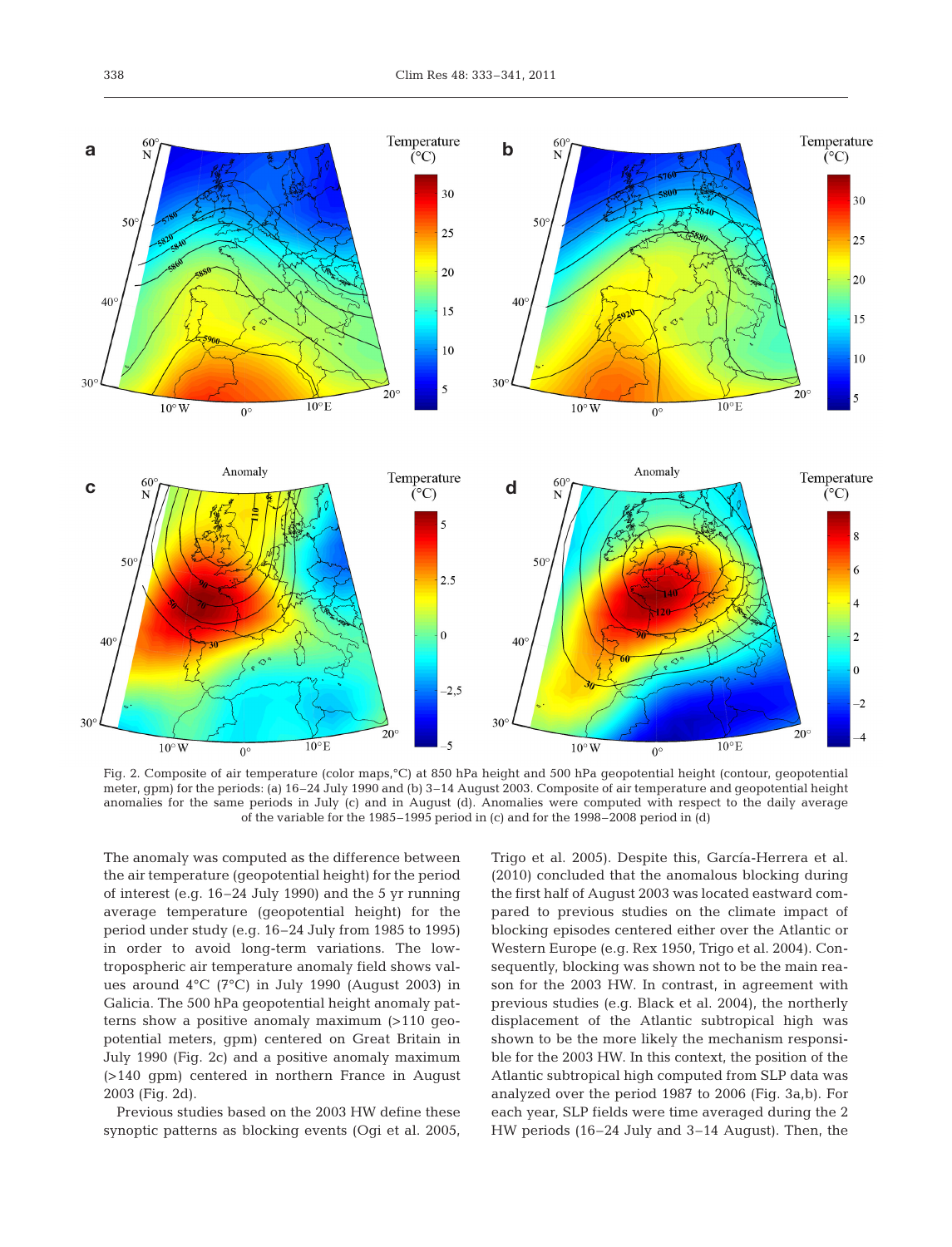Fig. 2. Composite of air temperature (color maps,°C) at 850 hPa height and 500 hPa geopotential height (contour, geopotential meter, gpm) for the periods: (a) 16–24 July 1990 and (b) 3–14 August 2003. Composite of air temperature and geopotential height anomalies for the same periods in July (c) and in August (d). Anomalies were computed with respect to the daily average of the variable for the 1985–1995 period in (c) and for the 1998–2008 period in (d)

The anomaly was computed as the difference between the air temperature (geopotential height) for the period of interest (e.g. 16–24 July 1990) and the 5 yr running average temperature (geopotential height) for the period under study (e.g. 16–24 July from 1985 to 1995) in order to avoid long-term variations. The low-tropospheric air temperature anomaly field shows values around 4°C (7°C) in July 1990 (August 2003) in Galicia. The 500 hPa geopotential height patterns show a positive anomaly maximum (>110 geopotential meters, gpm) centered on Great Britain in July 1990 (Fig. 2c) and a positive anomaly maximum (>140 gpm) centered in northern France in August 2003 (Fig. 2d).

Previous studies based on the 2003 HW define these synoptic patterns as blocking events (Ogi et al. 2005, Trigo et al. 2005). Despite this, García-Herrera et al. (2010) concluded that the anomalous blocking during the first half of August 2003 was located eastward compared to previous studies on the climate impact of blocking episodes centered either over the Atlantic or Western Europe (e.g. Rex 1950, Trigo et al. 2004). Consequently, blocking was shown not to be the main reason for the 2003 HW. In contrast, in agreement with previous studies (e.g. Black et al. 2004), the northerly displacement of the Atlantic subtropical high was shown to be the more likely the mechanism responsible for the 2003 HW. In this context, the position of the Atlantic subtropical high computed from SLP data was analyzed over the period 1987 to 2006 (Fig. 3a,b). For each year, SLP fields were time averaged during the 2 HW periods (16–24 July and 3–14 August). Then, the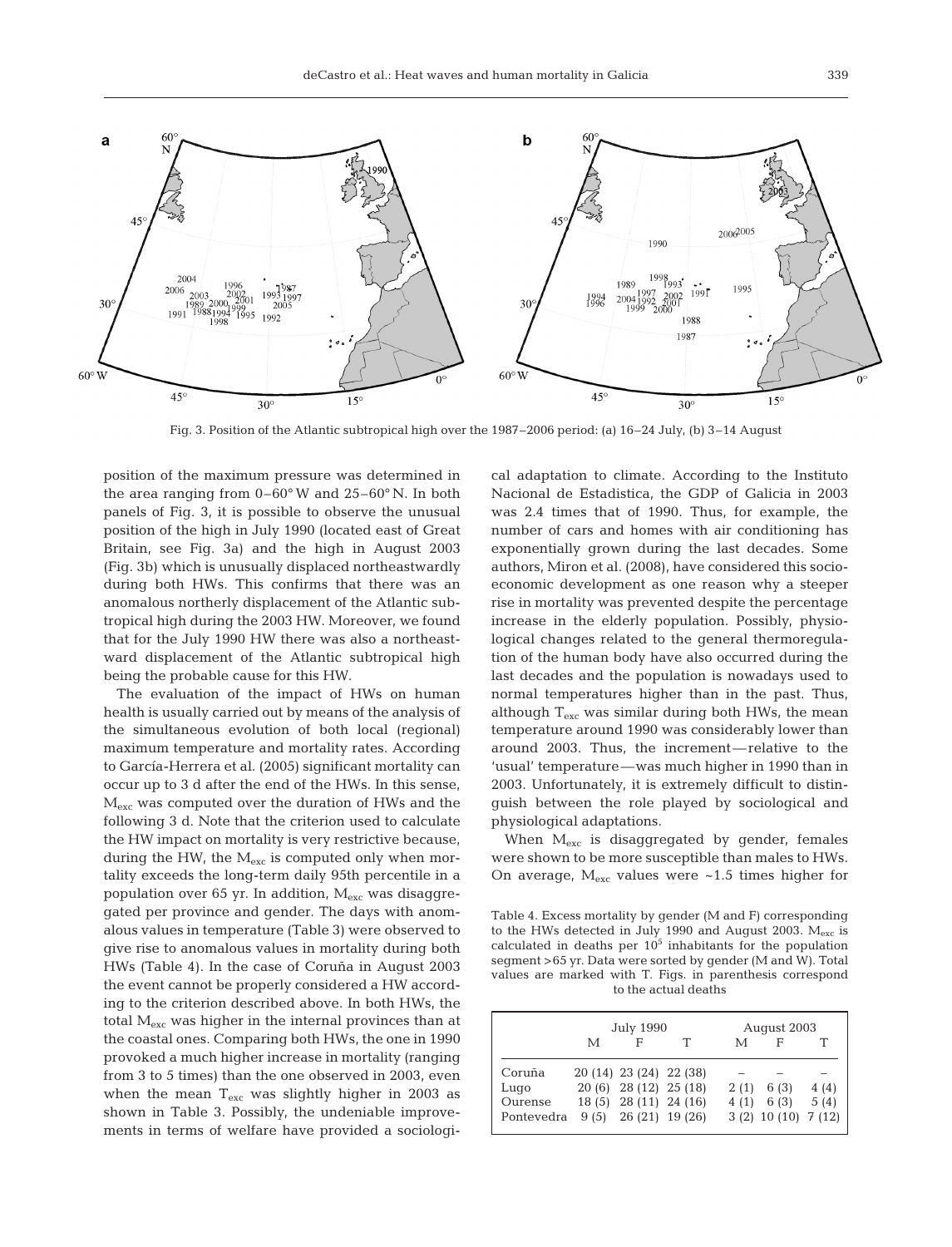Fig. 3. Position of the Atlantic subtropical high over the 1987–2006 period: (a) 16–24 July, (b) 3–14 August

position of the maximum pressure was determined in the area ranging from 0–60° W and 25–60° N. In both panels of Fig. 3, it is possible to observe the unusual position of the high in July 1990 (located east of Great Britain, see Fig. 3a) and the high in August 2003 (Fig. 3b) which is unusually displaced northeastwardly during both HWs. This confirms that there was an anomalous northerly displacement of the Atlantic subtropical high during the 2003 HW. Moreover, we found that for the July 1990 HW there was also a northeastward displacement of the Atlantic subtropical high being the probable cause for this HW.

The evaluation of the impact of HWs on human health is usually carried out by means of the analysis of the simultaneous evolution of both local (regional) maximum temperature and mortality rates. According to García-Herrera et al. (2005) significant mortality can occur up to 3 d after the end of the HWs. In this sense, $M_{exc}$ was computed over the duration of HWs and the following 3 d. Note that the criterion used to calculate the HW impact on mortality is very restrictive because, during the HW, the $M_{exc}$ is computed only when mortality exceeds the long-term daily 95th percentile in a population over 65 yr. In addition, $M_{exc}$ was disaggregated per province and gender. The days with anomalous values in temperature (Table 3) were observed to give rise to anomalous values in mortality during both HWs (Table 4). In the case of Coruña in August 2003 the event cannot be properly considered a HW according to the criterion described above. In both HWs, the total $M_{exc}$ was higher in the internal provinces than at the coastal ones. Comparing both HWs, the one in 1990 provoked a much higher increase in mortality (ranging from 3 to 5 times) than the one observed in 2003, even when the mean $T_{exc}$ was slightly higher in 2003 as shown in Table 3. Possibly, the undeniable improvements in terms of welfare have provided a sociological adaptation to climate. According to the Instituto Nacional de Estadistica, the GDP of Galicia in 2003 was 2.4 times that of 1990. Thus, for example, the number of cars and homes with air conditioning has exponentially grown during the last decades. Some authors, Miron et al. (2008), have considered this socio-economic development as one reason why a steeper rise in mortality was prevented despite the percentage increase in the elderly population. Possibly, physiological changes related to the general thermoregulation of the human body have also occurred during the last decades and the population is nowadays used to normal temperatures higher than in the past. Thus, although $T_{exc}$ was similar during both HWs, the mean temperature around 1990 was considerably lower than around 2003. Thus, the increment—relative to the 'usual' temperature—was much higher in 1990 than in 2003. Unfortunately, it is extremely difficult to distinguish between the role played by sociological and physiological adaptations.

When $M_{exc}$ is disaggregated by gender, females were shown to be more susceptible than males to HWs. On average, $M_{exc}$ values were ~1.5 times higher for

Table 4. Excess mortality by gender (M and F) corresponding to the HWs detected in July 1990 and August 2003. $M_{exc}$ is calculated in deaths per $10^5$ inhabitants for the population segment >65 yr. Data were sorted by gender (M and W). Total values are marked with T. Figs. in parenthesis correspond to the actual deaths

| | July 1990 | | | August 2003 | | |
|---|---|---|---|---|---|---|
| | M | F | T | M | F | T |
| Coruña | 20 (14) | 23 (24) | 22 (38) | – | – | – |
| Lugo | 20 (6) | 28 (12) | 25 (18) | 2 (1) | 6 (3) | 4 (4) |
| Ourense | 18 (5) | 28 (11) | 24 (16) | 4 (1) | 6 (3) | 5 (4) |
| Pontevedra | 9 (5) | 26 (21) | 19 (26) | 3 (2) | 10 (10) | 7 (12) |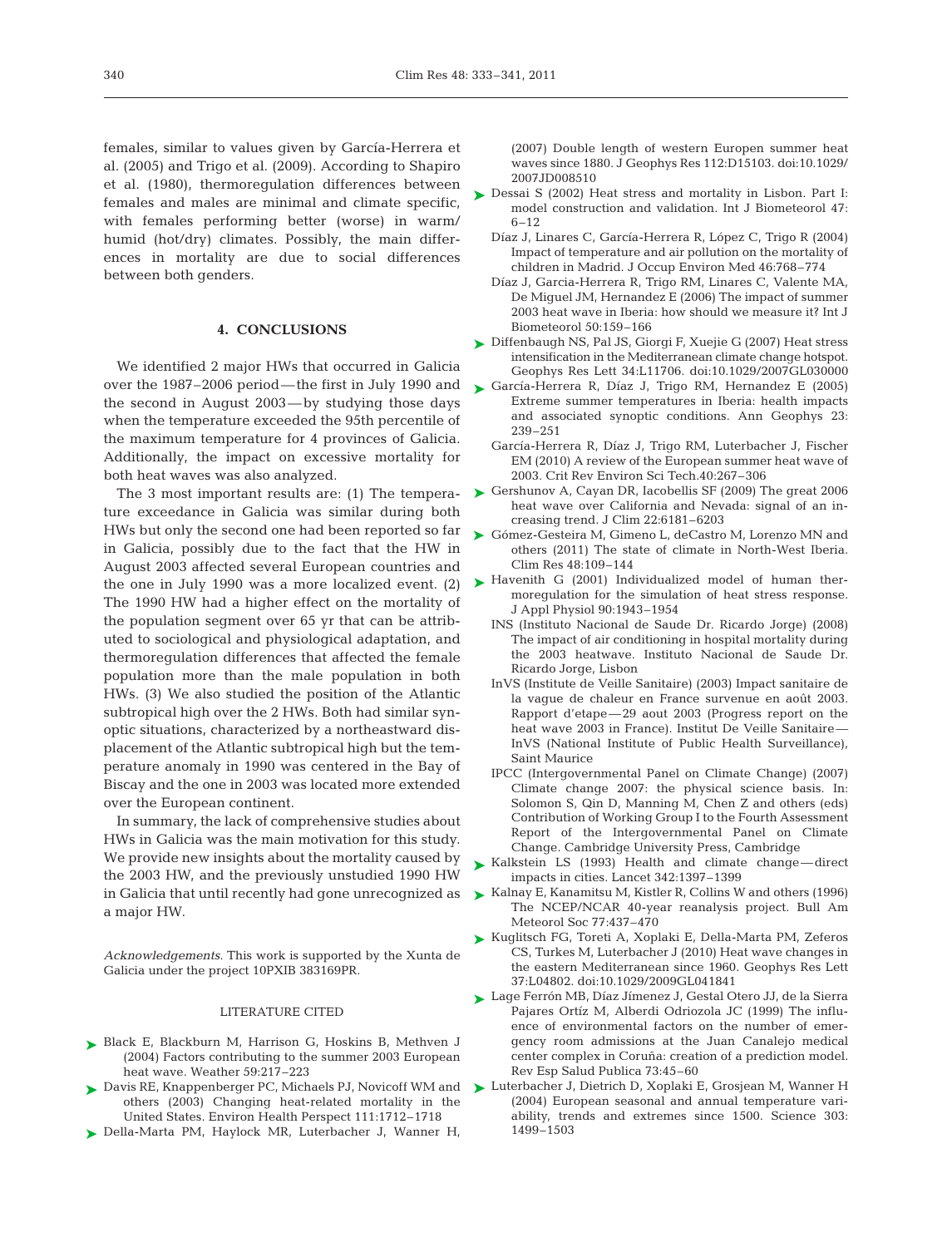females, similar to values given by García-Herrera et al. (2005) and Trigo et al. (2009). According to Shapiro et al. (1980), thermoregulation differences between females and males are minimal and climate specific, with females performing better (worse) in warm/humid (hot/dry) climates. Possibly, the main differences in mortality are due to social differences between both genders.

## 4. CONCLUSIONS

We identified 2 major HWs that occurred in Galicia over the 1987–2006 period — the first in July 1990 and the second in August 2003 — by studying those days when the temperature exceeded the 95th percentile of the maximum temperature for 4 provinces of Galicia. Additionally, the impact on excessive mortality for both heat waves was also analyzed.

The 3 most important results are: (1) The temperature exceedance in Galicia was similar during both HWs but only the second one had been reported so far in Galicia, possibly due to the fact that the HW in August 2003 affected several European countries and the one in July 1990 was a more localized event. (2) The 1990 HW had a higher effect on the mortality of the population segment over 65 yr that can be attributed to sociological and physiological adaptation, and thermoregulation differences that affected the female population more than the male population in both HWs. (3) We also studied the position of the Atlantic subtropical high over the 2 HWs. Both had similar synoptic situations, characterized by a northeastward displacement of the Atlantic subtropical high but the temperature anomaly in 1990 was centered in the Bay of Biscay and the one in 2003 was located more extended over the European continent.

In summary, the lack of comprehensive studies about HWs in Galicia was the main motivation for this study. We provide new insights about the mortality caused by the 2003 HW, and the previously unstudied 1990 HW in Galicia that until recently had gone unrecognized as a major HW.

*Acknowledgements.* This work is supported by the Xunta de Galicia under the project 10PXIB 383169PR.

## LITERATURE CITED

Black E, Blackburn M, Harrison G, Hoskins B, Methven J (2004) Factors contributing to the summer 2003 European heat wave. Weather 59:217–223

Davis RE, Knappenberger PC, Michaels PJ, Novicoff WM and others (2003) Changing heat-related mortality in the United States. Environ Health Perspect 111:1712–1718

Della-Marta PM, Haylock MR, Luterbacher J, Wanner H, (2007) Double length of western Europen summer heat waves since 1880. J Geophys Res 112:D15103. doi:10.1029/2007JD008510

Dessai S (2002) Heat stress and mortality in Lisbon. Part I: model construction and validation. Int J Biometeorol 47: 6–12

Díaz J, Linares C, García-Herrera R, López C, Trigo R (2004) Impact of temperature and air pollution on the mortality of children in Madrid. J Occup Environ Med 46:768–774

Díaz J, Garcia-Herrera R, Trigo RM, Linares C, Valente MA, De Miguel JM, Hernandez E (2006) The impact of summer 2003 heat wave in Iberia: how should we measure it? Int J Biometeorol 50:159–166

Diffenbaugh NS, Pal JS, Giorgi F, Xuejie G (2007) Heat stress intensification in the Mediterranean climate change hotspot. Geophys Res Lett 34:L11706. doi:10.1029/2007GL030000

García-Herrera R, Díaz J, Trigo RM, Hernandez E (2005) Extreme summer temperatures in Iberia: health impacts and associated synoptic conditions. Ann Geophys 23: 239–251

García-Herrera R, Díaz J, Trigo RM, Luterbacher J, Fischer EM (2010) A review of the European summer heat wave of 2003. Crit Rev Environ Sci Tech.40:267–306

Gershunov A, Cayan DR, Iacobellis SF (2009) The great 2006 heat wave over California and Nevada: signal of an increasing trend. J Clim 22:6181–6203

Gómez-Gesteira M, Gimeno L, deCastro M, Lorenzo MN and others (2011) The state of climate in North-West Iberia. Clim Res 48:109–144

Havenith G (2001) Individualized model of human thermoregulation for the simulation of heat stress response. J Appl Physiol 90:1943–1954

INS (Instituto Nacional de Saude Dr. Ricardo Jorge) (2008) The impact of air conditioning in hospital mortality during the 2003 heatwave. Instituto Nacional de Saude Dr. Ricardo Jorge, Lisbon

InVS (Institute de Veille Sanitaire) (2003) Impact sanitaire de la vague de chaleur en France survenue en août 2003. Rapport d'etape — 29 aout 2003 (Progress report on the heat wave 2003 in France). Institut De Veille Sanitaire — InVS (National Institute of Public Health Surveillance), Saint Maurice

IPCC (Intergovernmental Panel on Climate Change) (2007) Climate change 2007: the physical science basis. In: Solomon S, Qin D, Manning M, Chen Z and others (eds) Contribution of Working Group I to the Fourth Assessment Report of the Intergovernmental Panel on Climate Change. Cambridge University Press, Cambridge

Kalkstein LS (1993) Health and climate change — direct impacts in cities. Lancet 342:1397–1399

Kalnay E, Kanamitsu M, Kistler R, Collins W and others (1996) The NCEP/NCAR 40-year reanalysis project. Bull Am Meteorol Soc 77:437–470

Kuglitsch FG, Toreti A, Xoplaki E, Della-Marta PM, Zeferos CS, Turkes M, Luterbacher J (2010) Heat wave changes in the eastern Mediterranean since 1960. Geophys Res Lett 37:L04802. doi:10.1029/2009GL041841

Lage Ferrón MB, Díaz Jímenez J, Gestal Otero JJ, de la Sierra Pajares Ortíz M, Alberdi Odriozola JC (1999) The influence of environmental factors on the number of emergency room admissions at the Juan Canalejo medical center complex in Coruña: creation of a prediction model. Rev Esp Salud Publica 73:45–60

Luterbacher J, Dietrich D, Xoplaki E, Grosjean M, Wanner H (2004) European seasonal and annual temperature variability, trends and extremes since 1500. Science 303: 1499–1503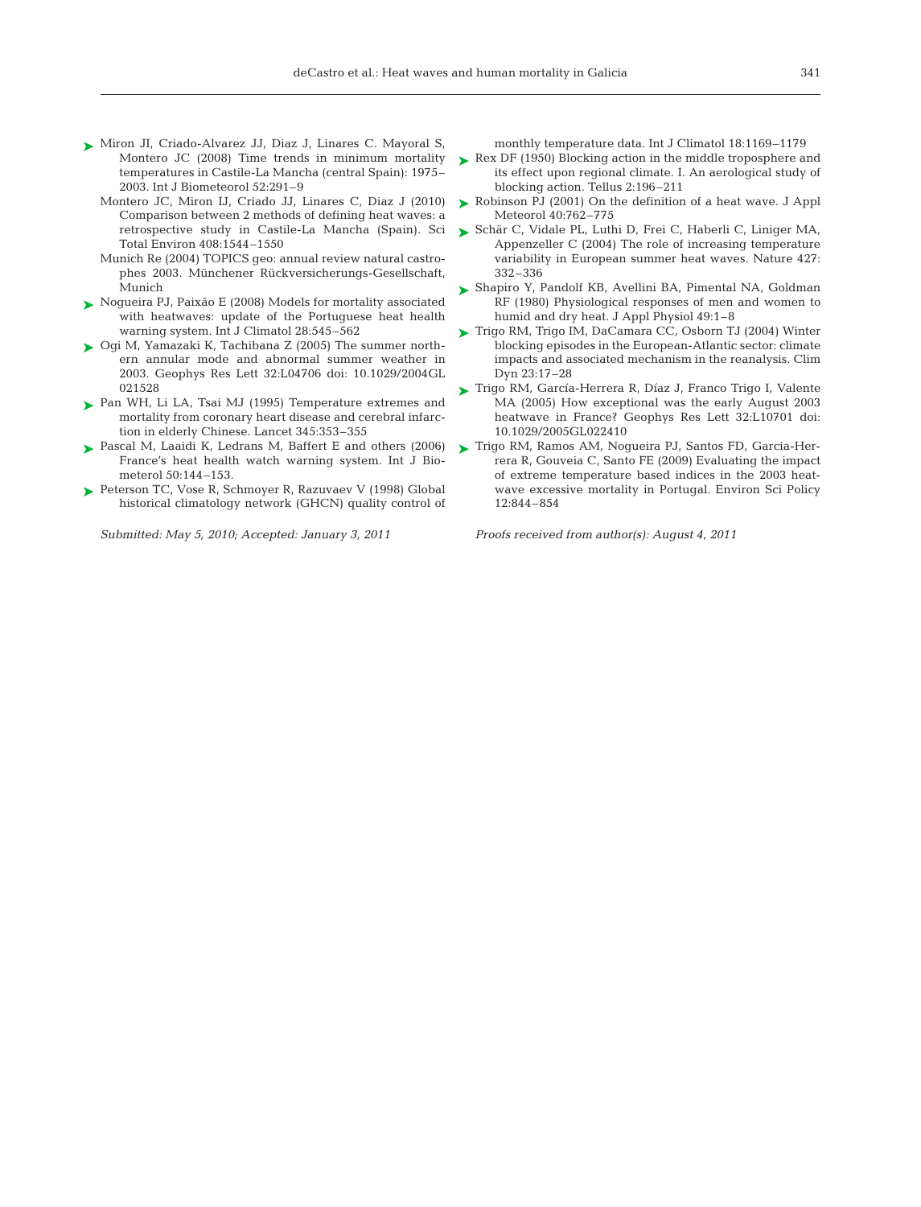Miron JI, Criado-Alvarez JJ, Diaz J, Linares C. Mayoral S, Montero JC (2008) Time trends in minimum mortality temperatures in Castile-La Mancha (central Spain): 1975–2003. Int J Biometeorol 52:291–9

Montero JC, Miron IJ, Criado JJ, Linares C, Diaz J (2010) Comparison between 2 methods of defining heat waves: a retrospective study in Castile-La Mancha (Spain). Sci Total Environ 408:1544–1550

Munich Re (2004) TOPICS geo: annual review natural castrophes 2003. Münchener Rückversicherungs-Gesellschaft, Munich

Nogueira PJ, Paixão E (2008) Models for mortality associated with heatwaves: update of the Portuguese heat health warning system. Int J Climatol 28:545–562

Ogi M, Yamazaki K, Tachibana Z (2005) The summer northern annular mode and abnormal summer weather in 2003. Geophys Res Lett 32:L04706 doi: 10.1029/2004GL021528

Pan WH, Li LA, Tsai MJ (1995) Temperature extremes and mortality from coronary heart disease and cerebral infarction in elderly Chinese. Lancet 345:353–355

Pascal M, Laaidi K, Ledrans M, Baffert E and others (2006) France's heat health watch warning system. Int J Biometerol 50:144–153.

Peterson TC, Vose R, Schmoyer R, Razuvaev V (1998) Global historical climatology network (GHCN) quality control of monthly temperature data. Int J Climatol 18:1169–1179

Rex DF (1950) Blocking action in the middle troposphere and its effect upon regional climate. I. An aerological study of blocking action. Tellus 2:196–211

Robinson PJ (2001) On the definition of a heat wave. J Appl Meteorol 40:762–775

Schär C, Vidale PL, Luthi D, Frei C, Haberli C, Liniger MA, Appenzeller C (2004) The role of increasing temperature variability in European summer heat waves. Nature 427: 332–336

Shapiro Y, Pandolf KB, Avellini BA, Pimental NA, Goldman RF (1980) Physiological responses of men and women to humid and dry heat. J Appl Physiol 49:1–8

Trigo RM, Trigo IM, DaCamara CC, Osborn TJ (2004) Winter blocking episodes in the European-Atlantic sector: climate impacts and associated mechanism in the reanalysis. Clim Dyn 23:17–28

Trigo RM, García-Herrera R, Díaz J, Franco Trigo I, Valente MA (2005) How exceptional was the early August 2003 heatwave in France? Geophys Res Lett 32:L10701 doi: 10.1029/2005GL022410

Trigo RM, Ramos AM, Nogueira PJ, Santos FD, Garcia-Herrera R, Gouveia C, Santo FE (2009) Evaluating the impact of extreme temperature based indices in the 2003 heatwave excessive mortality in Portugal. Environ Sci Policy 12:844–854

*Submitted: May 5, 2010; Accepted: January 3, 2011*

*Proofs received from author(s): August 4, 2011*